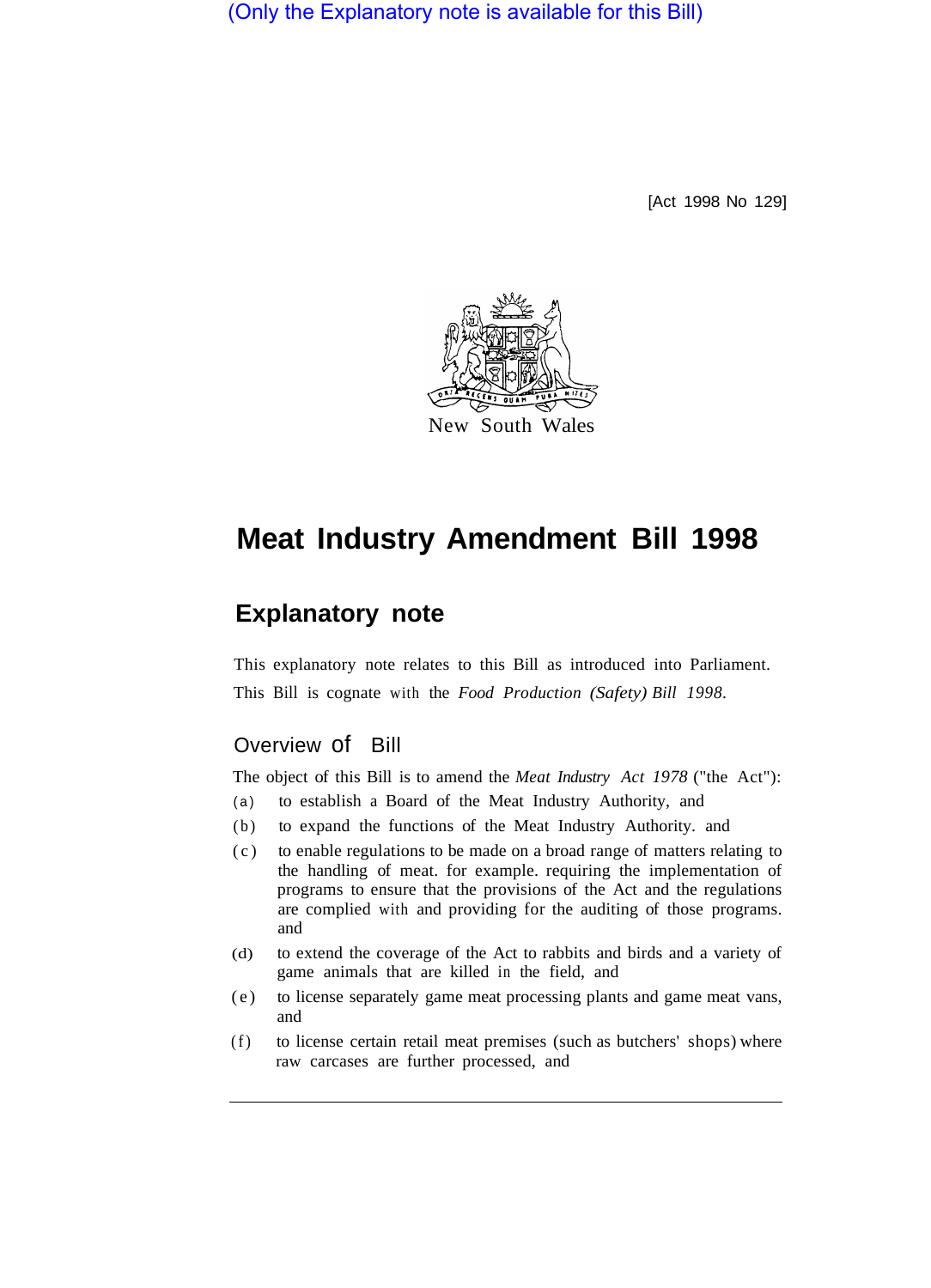(Only the Explanatory note is available for this Bill)

[Act 1998 No 129]

New South Wales

# Meat Industry Amendment Bill 1998

## Explanatory note

This explanatory note relates to this Bill as introduced into Parliament. This Bill is cognate with the *Food Production (Safety) Bill 1998*.

### Overview of Bill

The object of this Bill is to amend the *Meat Industry Act 1978* ("the Act"):

(a) to establish a Board of the Meat Industry Authority, and

(b) to expand the functions of the Meat Industry Authority. and

(c) to enable regulations to be made on a broad range of matters relating to the handling of meat. for example. requiring the implementation of programs to ensure that the provisions of the Act and the regulations are complied with and providing for the auditing of those programs. and

(d) to extend the coverage of the Act to rabbits and birds and a variety of game animals that are killed in the field, and

(e) to license separately game meat processing plants and game meat vans, and

(f) to license certain retail meat premises (such as butchers' shops) where raw carcases are further processed, and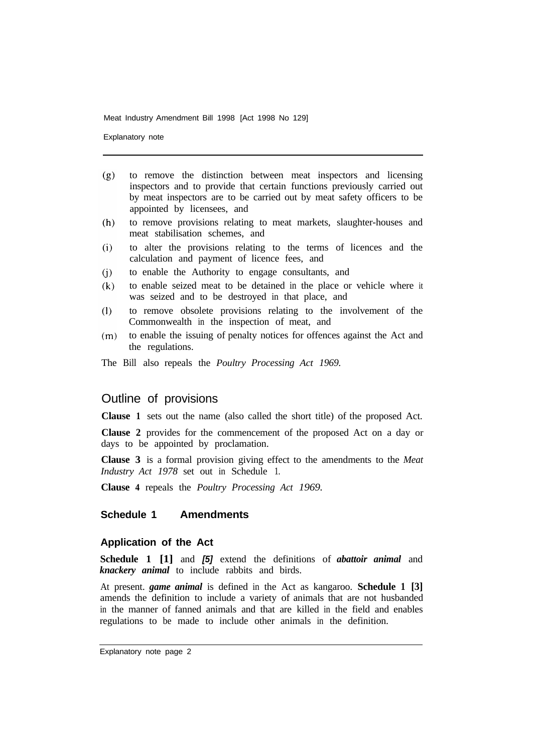(g) to remove the distinction between meat inspectors and licensing inspectors and to provide that certain functions previously carried out by meat inspectors are to be carried out by meat safety officers to be appointed by licensees, and

(h) to remove provisions relating to meat markets, slaughter-houses and meat stabilisation schemes, and

(i) to alter the provisions relating to the terms of licences and the calculation and payment of licence fees, and

(j) to enable the Authority to engage consultants, and

(k) to enable seized meat to be detained in the place or vehicle where it was seized and to be destroyed in that place, and

(l) to remove obsolete provisions relating to the involvement of the Commonwealth in the inspection of meat, and

(m) to enable the issuing of penalty notices for offences against the Act and the regulations.

The Bill also repeals the *Poultry Processing Act 1969.*

## Outline of provisions

**Clause 1** sets out the name (also called the short title) of the proposed Act.

**Clause 2** provides for the commencement of the proposed Act on a day or days to be appointed by proclamation.

**Clause 3** is a formal provision giving effect to the amendments to the *Meat Industry Act 1978* set out in Schedule 1.

**Clause 4** repeals the *Poultry Processing Act 1969.*

### Schedule 1 Amendments

#### Application of the Act

**Schedule 1 [1]** and ***[5]*** extend the definitions of ***abattoir animal*** and ***knackery animal*** to include rabbits and birds.

At present. ***game animal*** is defined in the Act as kangaroo. **Schedule 1 [3]** amends the definition to include a variety of animals that are not husbanded in the manner of fanned animals and that are killed in the field and enables regulations to be made to include other animals in the definition.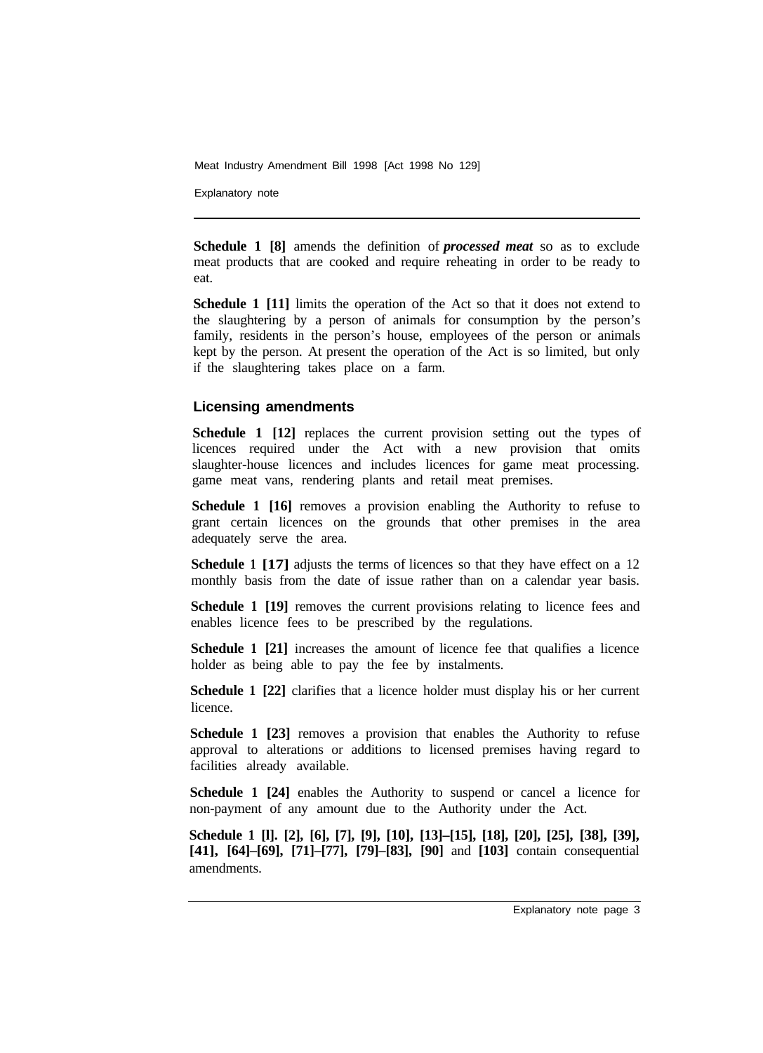**Schedule 1 [8]** amends the definition of ***processed meat*** so as to exclude meat products that are cooked and require reheating in order to be ready to eat.

**Schedule 1 [11]** limits the operation of the Act so that it does not extend to the slaughtering by a person of animals for consumption by the person's family, residents in the person's house, employees of the person or animals kept by the person. At present the operation of the Act is so limited, but only if the slaughtering takes place on a farm.

## Licensing amendments

**Schedule 1 [12]** replaces the current provision setting out the types of licences required under the Act with a new provision that omits slaughter-house licences and includes licences for game meat processing. game meat vans, rendering plants and retail meat premises.

**Schedule 1 [16]** removes a provision enabling the Authority to refuse to grant certain licences on the grounds that other premises in the area adequately serve the area.

**Schedule 1 [17]** adjusts the terms of licences so that they have effect on a 12 monthly basis from the date of issue rather than on a calendar year basis.

**Schedule 1 [19]** removes the current provisions relating to licence fees and enables licence fees to be prescribed by the regulations.

**Schedule 1 [21]** increases the amount of licence fee that qualifies a licence holder as being able to pay the fee by instalments.

**Schedule 1 [22]** clarifies that a licence holder must display his or her current licence.

**Schedule 1 [23]** removes a provision that enables the Authority to refuse approval to alterations or additions to licensed premises having regard to facilities already available.

**Schedule 1 [24]** enables the Authority to suspend or cancel a licence for non-payment of any amount due to the Authority under the Act.

**Schedule 1 [l]. [2], [6], [7], [9], [10], [13]–[15], [18], [20], [25], [38], [39], [41], [64]–[69], [71]–[77], [79]–[83], [90]** and **[103]** contain consequential amendments.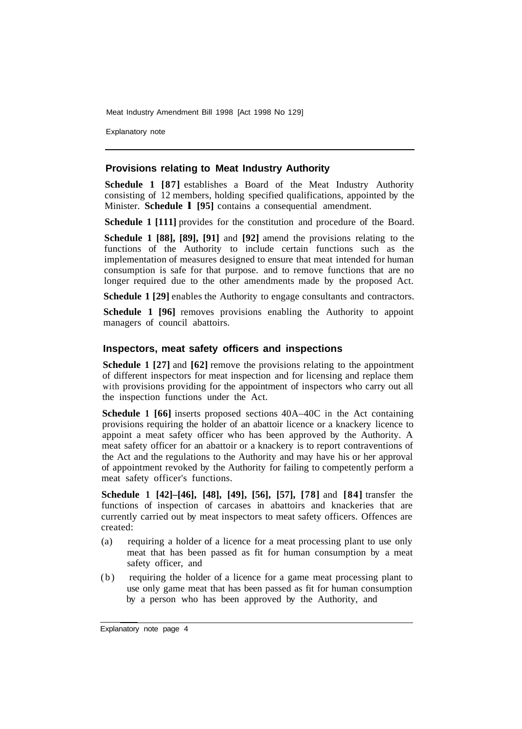## Provisions relating to Meat Industry Authority

**Schedule 1 [87]** establishes a Board of the Meat Industry Authority consisting of 12 members, holding specified qualifications, appointed by the Minister. **Schedule 1 [95]** contains a consequential amendment.

**Schedule 1 [111]** provides for the constitution and procedure of the Board.

**Schedule 1 [88], [89], [91]** and **[92]** amend the provisions relating to the functions of the Authority to include certain functions such as the implementation of measures designed to ensure that meat intended for human consumption is safe for that purpose. and to remove functions that are no longer required due to the other amendments made by the proposed Act.

**Schedule 1 [29]** enables the Authority to engage consultants and contractors.

**Schedule 1 [96]** removes provisions enabling the Authority to appoint managers of council abattoirs.

## Inspectors, meat safety officers and inspections

**Schedule 1 [27]** and **[62]** remove the provisions relating to the appointment of different inspectors for meat inspection and for licensing and replace them with provisions providing for the appointment of inspectors who carry out all the inspection functions under the Act.

**Schedule 1 [66]** inserts proposed sections 40A–40C in the Act containing provisions requiring the holder of an abattoir licence or a knackery licence to appoint a meat safety officer who has been approved by the Authority. A meat safety officer for an abattoir or a knackery is to report contraventions of the Act and the regulations to the Authority and may have his or her approval of appointment revoked by the Authority for failing to competently perform a meat safety officer's functions.

**Schedule 1 [42]–[46], [48], [49], [56], [57], [78]** and **[84]** transfer the functions of inspection of carcases in abattoirs and knackeries that are currently carried out by meat inspectors to meat safety officers. Offences are created:

(a) requiring a holder of a licence for a meat processing plant to use only meat that has been passed as fit for human consumption by a meat safety officer, and

(b) requiring the holder of a licence for a game meat processing plant to use only game meat that has been passed as fit for human consumption by a person who has been approved by the Authority, and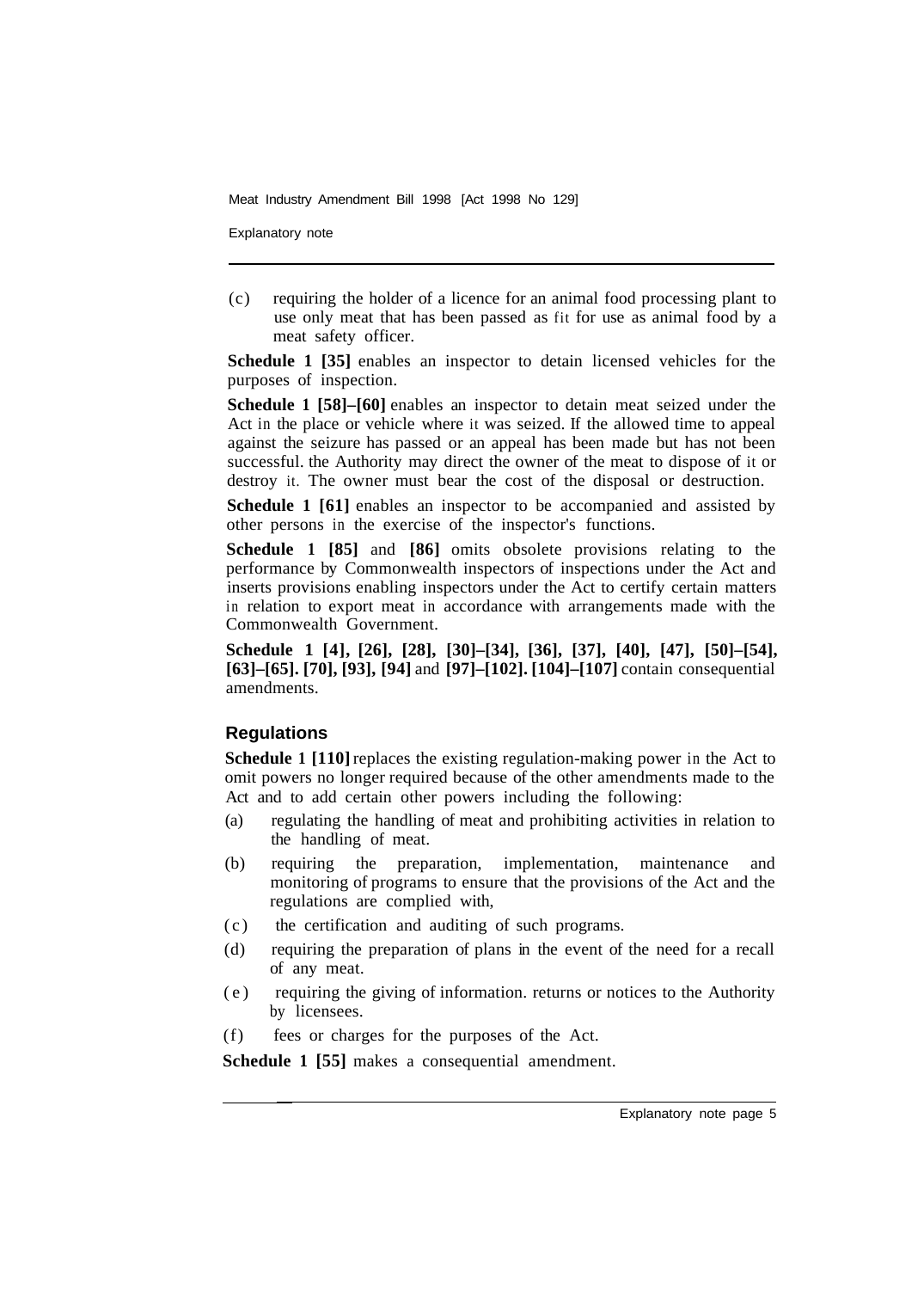(c) requiring the holder of a licence for an animal food processing plant to use only meat that has been passed as fit for use as animal food by a meat safety officer.

**Schedule 1 [35]** enables an inspector to detain licensed vehicles for the purposes of inspection.

**Schedule 1 [58]–[60]** enables an inspector to detain meat seized under the Act in the place or vehicle where it was seized. If the allowed time to appeal against the seizure has passed or an appeal has been made but has not been successful. the Authority may direct the owner of the meat to dispose of it or destroy it. The owner must bear the cost of the disposal or destruction.

**Schedule 1 [61]** enables an inspector to be accompanied and assisted by other persons in the exercise of the inspector's functions.

**Schedule 1 [85]** and **[86]** omits obsolete provisions relating to the performance by Commonwealth inspectors of inspections under the Act and inserts provisions enabling inspectors under the Act to certify certain matters in relation to export meat in accordance with arrangements made with the Commonwealth Government.

**Schedule 1 [4], [26], [28], [30]–[34], [36], [37], [40], [47], [50]–[54], [63]–[65]. [70], [93], [94]** and **[97]–[102]. [104]–[107]** contain consequential amendments.

## Regulations

**Schedule 1 [110]** replaces the existing regulation-making power in the Act to omit powers no longer required because of the other amendments made to the Act and to add certain other powers including the following:

(a) regulating the handling of meat and prohibiting activities in relation to the handling of meat.

(b) requiring the preparation, implementation, maintenance and monitoring of programs to ensure that the provisions of the Act and the regulations are complied with,

(c) the certification and auditing of such programs.

(d) requiring the preparation of plans in the event of the need for a recall of any meat.

(e) requiring the giving of information. returns or notices to the Authority by licensees.

(f) fees or charges for the purposes of the Act.

**Schedule 1 [55]** makes a consequential amendment.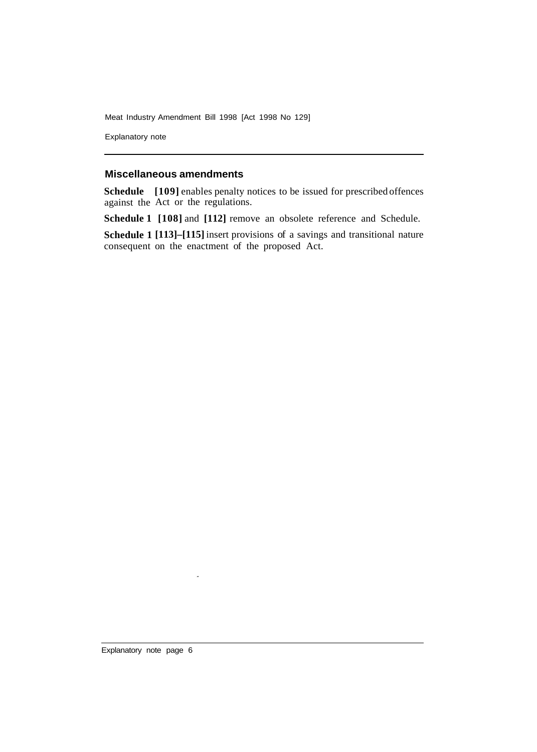## Miscellaneous amendments

**Schedule [109]** enables penalty notices to be issued for prescribed offences against the Act or the regulations.

**Schedule 1 [108]** and **[112]** remove an obsolete reference and Schedule.

**Schedule 1 [113]–[115]** insert provisions of a savings and transitional nature consequent on the enactment of the proposed Act.